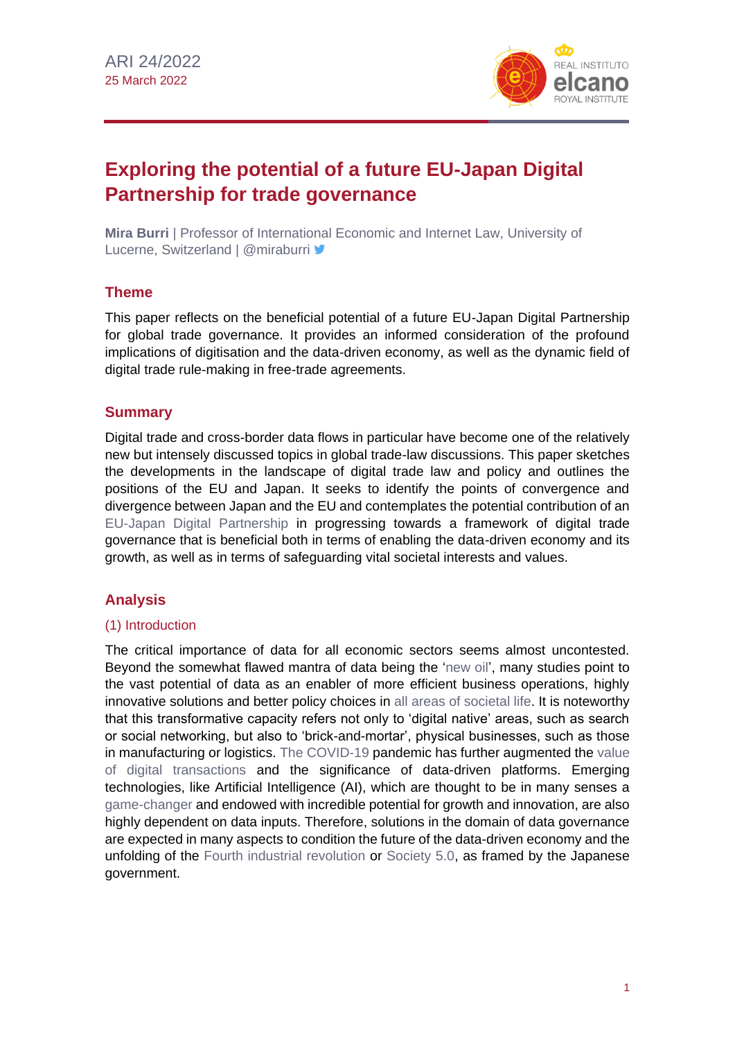ARI 24/2022
25 March 2022

# Exploring the potential of a future EU-Japan Digital Partnership for trade governance

**Mira Burri** | Professor of International Economic and Internet Law, University of Lucerne, Switzerland | @miraburri

## Theme

This paper reflects on the beneficial potential of a future EU-Japan Digital Partnership for global trade governance. It provides an informed consideration of the profound implications of digitisation and the data-driven economy, as well as the dynamic field of digital trade rule-making in free-trade agreements.

## Summary

Digital trade and cross-border data flows in particular have become one of the relatively new but intensely discussed topics in global trade-law discussions. This paper sketches the developments in the landscape of digital trade law and policy and outlines the positions of the EU and Japan. It seeks to identify the points of convergence and divergence between Japan and the EU and contemplates the potential contribution of an EU-Japan Digital Partnership in progressing towards a framework of digital trade governance that is beneficial both in terms of enabling the data-driven economy and its growth, as well as in terms of safeguarding vital societal interests and values.

## Analysis

### (1) Introduction

The critical importance of data for all economic sectors seems almost uncontested. Beyond the somewhat flawed mantra of data being the 'new oil', many studies point to the vast potential of data as an enabler of more efficient business operations, highly innovative solutions and better policy choices in all areas of societal life. It is noteworthy that this transformative capacity refers not only to 'digital native' areas, such as search or social networking, but also to 'brick-and-mortar', physical businesses, such as those in manufacturing or logistics. The COVID-19 pandemic has further augmented the value of digital transactions and the significance of data-driven platforms. Emerging technologies, like Artificial Intelligence (AI), which are thought to be in many senses a game-changer and endowed with incredible potential for growth and innovation, are also highly dependent on data inputs. Therefore, solutions in the domain of data governance are expected in many aspects to condition the future of the data-driven economy and the unfolding of the Fourth industrial revolution or Society 5.0, as framed by the Japanese government.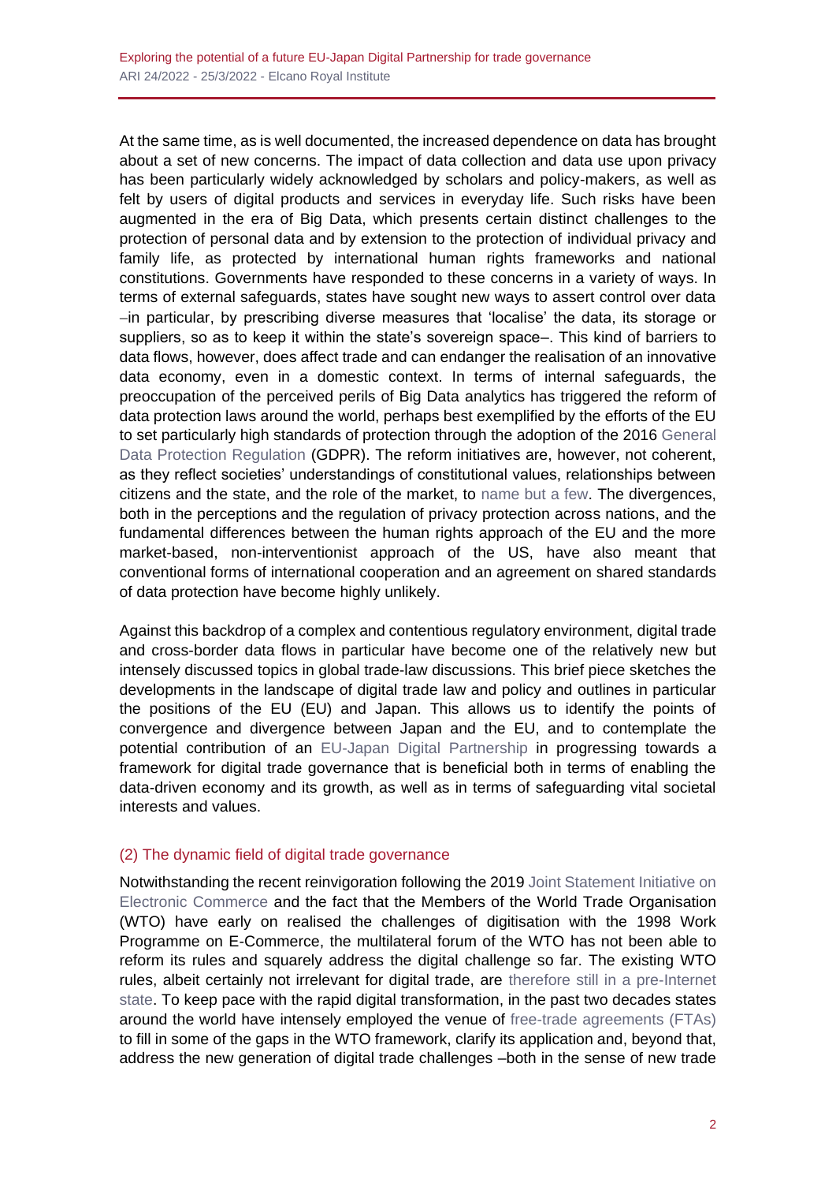At the same time, as is well documented, the increased dependence on data has brought about a set of new concerns. The impact of data collection and data use upon privacy has been particularly widely acknowledged by scholars and policy-makers, as well as felt by users of digital products and services in everyday life. Such risks have been augmented in the era of Big Data, which presents certain distinct challenges to the protection of personal data and by extension to the protection of individual privacy and family life, as protected by international human rights frameworks and national constitutions. Governments have responded to these concerns in a variety of ways. In terms of external safeguards, states have sought new ways to assert control over data –in particular, by prescribing diverse measures that 'localise' the data, its storage or suppliers, so as to keep it within the state's sovereign space–. This kind of barriers to data flows, however, does affect trade and can endanger the realisation of an innovative data economy, even in a domestic context. In terms of internal safeguards, the preoccupation of the perceived perils of Big Data analytics has triggered the reform of data protection laws around the world, perhaps best exemplified by the efforts of the EU to set particularly high standards of protection through the adoption of the 2016 General Data Protection Regulation (GDPR). The reform initiatives are, however, not coherent, as they reflect societies' understandings of constitutional values, relationships between citizens and the state, and the role of the market, to name but a few. The divergences, both in the perceptions and the regulation of privacy protection across nations, and the fundamental differences between the human rights approach of the EU and the more market-based, non-interventionist approach of the US, have also meant that conventional forms of international cooperation and an agreement on shared standards of data protection have become highly unlikely.

Against this backdrop of a complex and contentious regulatory environment, digital trade and cross-border data flows in particular have become one of the relatively new but intensely discussed topics in global trade-law discussions. This brief piece sketches the developments in the landscape of digital trade law and policy and outlines in particular the positions of the EU (EU) and Japan. This allows us to identify the points of convergence and divergence between Japan and the EU, and to contemplate the potential contribution of an EU-Japan Digital Partnership in progressing towards a framework for digital trade governance that is beneficial both in terms of enabling the data-driven economy and its growth, as well as in terms of safeguarding vital societal interests and values.

## (2) The dynamic field of digital trade governance

Notwithstanding the recent reinvigoration following the 2019 Joint Statement Initiative on Electronic Commerce and the fact that the Members of the World Trade Organisation (WTO) have early on realised the challenges of digitisation with the 1998 Work Programme on E-Commerce, the multilateral forum of the WTO has not been able to reform its rules and squarely address the digital challenge so far. The existing WTO rules, albeit certainly not irrelevant for digital trade, are therefore still in a pre-Internet state. To keep pace with the rapid digital transformation, in the past two decades states around the world have intensely employed the venue of free-trade agreements (FTAs) to fill in some of the gaps in the WTO framework, clarify its application and, beyond that, address the new generation of digital trade challenges –both in the sense of new trade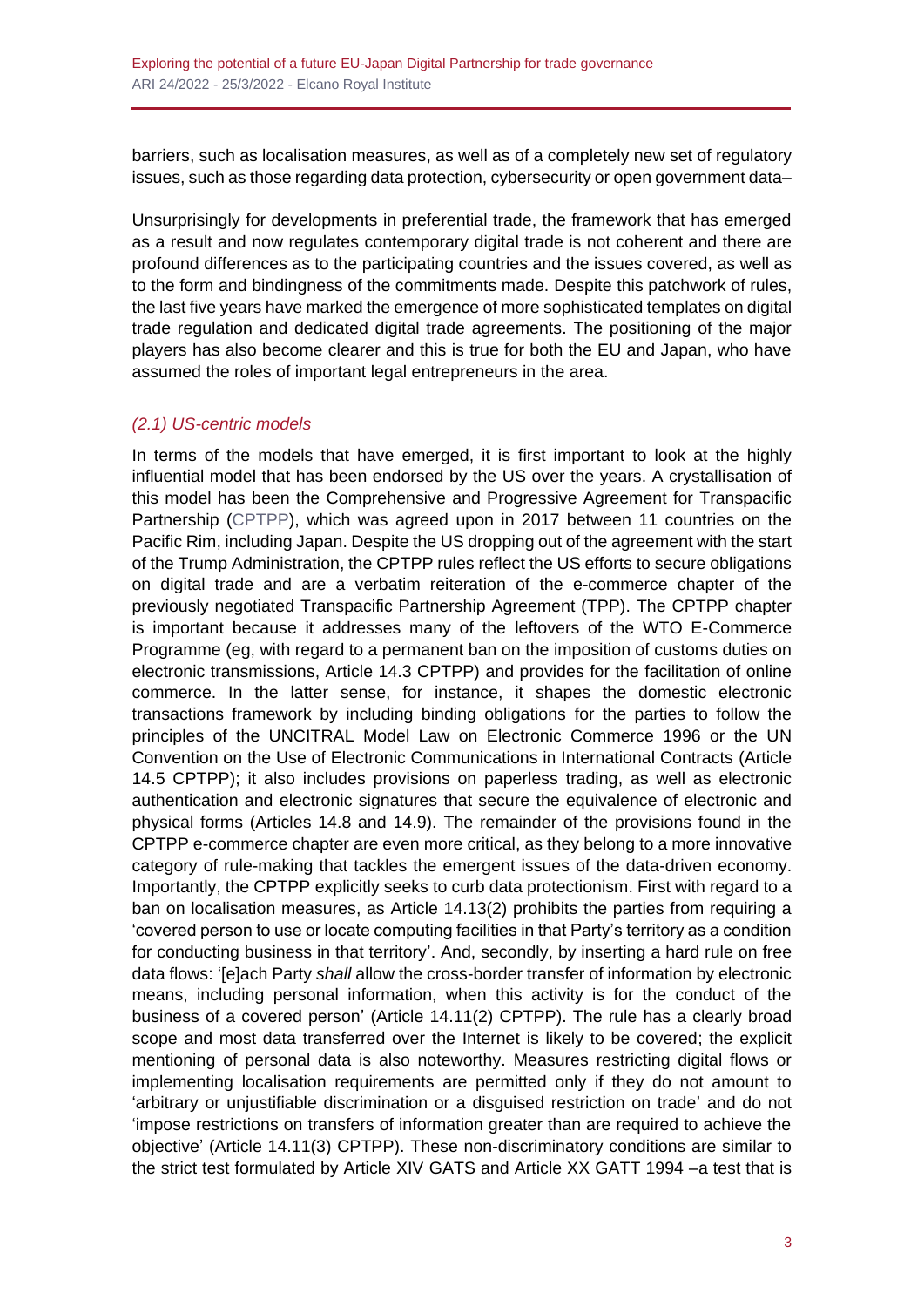barriers, such as localisation measures, as well as of a completely new set of regulatory issues, such as those regarding data protection, cybersecurity or open government data–

Unsurprisingly for developments in preferential trade, the framework that has emerged as a result and now regulates contemporary digital trade is not coherent and there are profound differences as to the participating countries and the issues covered, as well as to the form and bindingness of the commitments made. Despite this patchwork of rules, the last five years have marked the emergence of more sophisticated templates on digital trade regulation and dedicated digital trade agreements. The positioning of the major players has also become clearer and this is true for both the EU and Japan, who have assumed the roles of important legal entrepreneurs in the area.

### *(2.1) US-centric models*

In terms of the models that have emerged, it is first important to look at the highly influential model that has been endorsed by the US over the years. A crystallisation of this model has been the Comprehensive and Progressive Agreement for Transpacific Partnership (CPTPP), which was agreed upon in 2017 between 11 countries on the Pacific Rim, including Japan. Despite the US dropping out of the agreement with the start of the Trump Administration, the CPTPP rules reflect the US efforts to secure obligations on digital trade and are a verbatim reiteration of the e-commerce chapter of the previously negotiated Transpacific Partnership Agreement (TPP). The CPTPP chapter is important because it addresses many of the leftovers of the WTO E-Commerce Programme (eg, with regard to a permanent ban on the imposition of customs duties on electronic transmissions, Article 14.3 CPTPP) and provides for the facilitation of online commerce. In the latter sense, for instance, it shapes the domestic electronic transactions framework by including binding obligations for the parties to follow the principles of the UNCITRAL Model Law on Electronic Commerce 1996 or the UN Convention on the Use of Electronic Communications in International Contracts (Article 14.5 CPTPP); it also includes provisions on paperless trading, as well as electronic authentication and electronic signatures that secure the equivalence of electronic and physical forms (Articles 14.8 and 14.9). The remainder of the provisions found in the CPTPP e-commerce chapter are even more critical, as they belong to a more innovative category of rule-making that tackles the emergent issues of the data-driven economy. Importantly, the CPTPP explicitly seeks to curb data protectionism. First with regard to a ban on localisation measures, as Article 14.13(2) prohibits the parties from requiring a 'covered person to use or locate computing facilities in that Party's territory as a condition for conducting business in that territory'. And, secondly, by inserting a hard rule on free data flows: '[e]ach Party *shall* allow the cross-border transfer of information by electronic means, including personal information, when this activity is for the conduct of the business of a covered person' (Article 14.11(2) CPTPP). The rule has a clearly broad scope and most data transferred over the Internet is likely to be covered; the explicit mentioning of personal data is also noteworthy. Measures restricting digital flows or implementing localisation requirements are permitted only if they do not amount to 'arbitrary or unjustifiable discrimination or a disguised restriction on trade' and do not 'impose restrictions on transfers of information greater than are required to achieve the objective' (Article 14.11(3) CPTPP). These non-discriminatory conditions are similar to the strict test formulated by Article XIV GATS and Article XX GATT 1994 –a test that is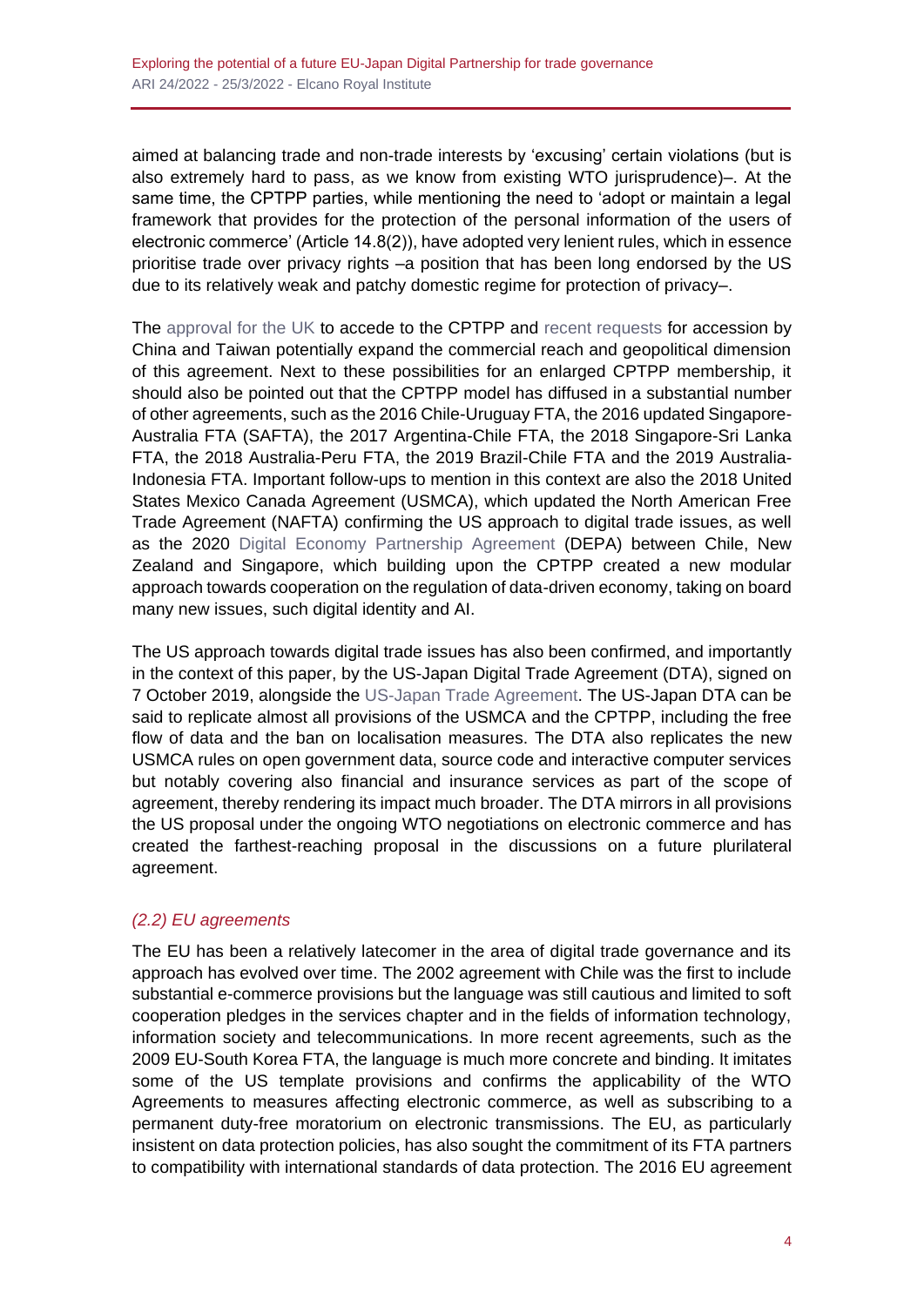aimed at balancing trade and non-trade interests by 'excusing' certain violations (but is also extremely hard to pass, as we know from existing WTO jurisprudence)–. At the same time, the CPTPP parties, while mentioning the need to 'adopt or maintain a legal framework that provides for the protection of the personal information of the users of electronic commerce' (Article 14.8(2)), have adopted very lenient rules, which in essence prioritise trade over privacy rights –a position that has been long endorsed by the US due to its relatively weak and patchy domestic regime for protection of privacy–.

The approval for the UK to accede to the CPTPP and recent requests for accession by China and Taiwan potentially expand the commercial reach and geopolitical dimension of this agreement. Next to these possibilities for an enlarged CPTPP membership, it should also be pointed out that the CPTPP model has diffused in a substantial number of other agreements, such as the 2016 Chile-Uruguay FTA, the 2016 updated Singapore-Australia FTA (SAFTA), the 2017 Argentina-Chile FTA, the 2018 Singapore-Sri Lanka FTA, the 2018 Australia-Peru FTA, the 2019 Brazil-Chile FTA and the 2019 Australia-Indonesia FTA. Important follow-ups to mention in this context are also the 2018 United States Mexico Canada Agreement (USMCA), which updated the North American Free Trade Agreement (NAFTA) confirming the US approach to digital trade issues, as well as the 2020 Digital Economy Partnership Agreement (DEPA) between Chile, New Zealand and Singapore, which building upon the CPTPP created a new modular approach towards cooperation on the regulation of data-driven economy, taking on board many new issues, such digital identity and AI.

The US approach towards digital trade issues has also been confirmed, and importantly in the context of this paper, by the US-Japan Digital Trade Agreement (DTA), signed on 7 October 2019, alongside the US-Japan Trade Agreement. The US-Japan DTA can be said to replicate almost all provisions of the USMCA and the CPTPP, including the free flow of data and the ban on localisation measures. The DTA also replicates the new USMCA rules on open government data, source code and interactive computer services but notably covering also financial and insurance services as part of the scope of agreement, thereby rendering its impact much broader. The DTA mirrors in all provisions the US proposal under the ongoing WTO negotiations on electronic commerce and has created the farthest-reaching proposal in the discussions on a future plurilateral agreement.

### *(2.2) EU agreements*

The EU has been a relatively latecomer in the area of digital trade governance and its approach has evolved over time. The 2002 agreement with Chile was the first to include substantial e-commerce provisions but the language was still cautious and limited to soft cooperation pledges in the services chapter and in the fields of information technology, information society and telecommunications. In more recent agreements, such as the 2009 EU-South Korea FTA, the language is much more concrete and binding. It imitates some of the US template provisions and confirms the applicability of the WTO Agreements to measures affecting electronic commerce, as well as subscribing to a permanent duty-free moratorium on electronic transmissions. The EU, as particularly insistent on data protection policies, has also sought the commitment of its FTA partners to compatibility with international standards of data protection. The 2016 EU agreement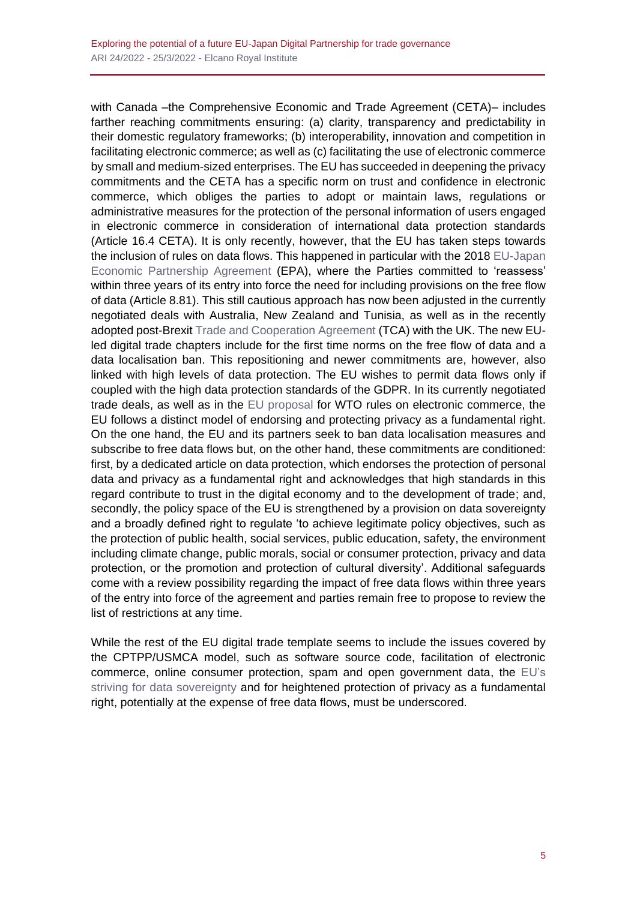with Canada –the Comprehensive Economic and Trade Agreement (CETA)– includes farther reaching commitments ensuring: (a) clarity, transparency and predictability in their domestic regulatory frameworks; (b) interoperability, innovation and competition in facilitating electronic commerce; as well as (c) facilitating the use of electronic commerce by small and medium-sized enterprises. The EU has succeeded in deepening the privacy commitments and the CETA has a specific norm on trust and confidence in electronic commerce, which obliges the parties to adopt or maintain laws, regulations or administrative measures for the protection of the personal information of users engaged in electronic commerce in consideration of international data protection standards (Article 16.4 CETA). It is only recently, however, that the EU has taken steps towards the inclusion of rules on data flows. This happened in particular with the 2018 EU-Japan Economic Partnership Agreement (EPA), where the Parties committed to 'reassess' within three years of its entry into force the need for including provisions on the free flow of data (Article 8.81). This still cautious approach has now been adjusted in the currently negotiated deals with Australia, New Zealand and Tunisia, as well as in the recently adopted post-Brexit Trade and Cooperation Agreement (TCA) with the UK. The new EU-led digital trade chapters include for the first time norms on the free flow of data and a data localisation ban. This repositioning and newer commitments are, however, also linked with high levels of data protection. The EU wishes to permit data flows only if coupled with the high data protection standards of the GDPR. In its currently negotiated trade deals, as well as in the EU proposal for WTO rules on electronic commerce, the EU follows a distinct model of endorsing and protecting privacy as a fundamental right. On the one hand, the EU and its partners seek to ban data localisation measures and subscribe to free data flows but, on the other hand, these commitments are conditioned: first, by a dedicated article on data protection, which endorses the protection of personal data and privacy as a fundamental right and acknowledges that high standards in this regard contribute to trust in the digital economy and to the development of trade; and, secondly, the policy space of the EU is strengthened by a provision on data sovereignty and a broadly defined right to regulate 'to achieve legitimate policy objectives, such as the protection of public health, social services, public education, safety, the environment including climate change, public morals, social or consumer protection, privacy and data protection, or the promotion and protection of cultural diversity'. Additional safeguards come with a review possibility regarding the impact of free data flows within three years of the entry into force of the agreement and parties remain free to propose to review the list of restrictions at any time.

While the rest of the EU digital trade template seems to include the issues covered by the CPTPP/USMCA model, such as software source code, facilitation of electronic commerce, online consumer protection, spam and open government data, the EU's striving for data sovereignty and for heightened protection of privacy as a fundamental right, potentially at the expense of free data flows, must be underscored.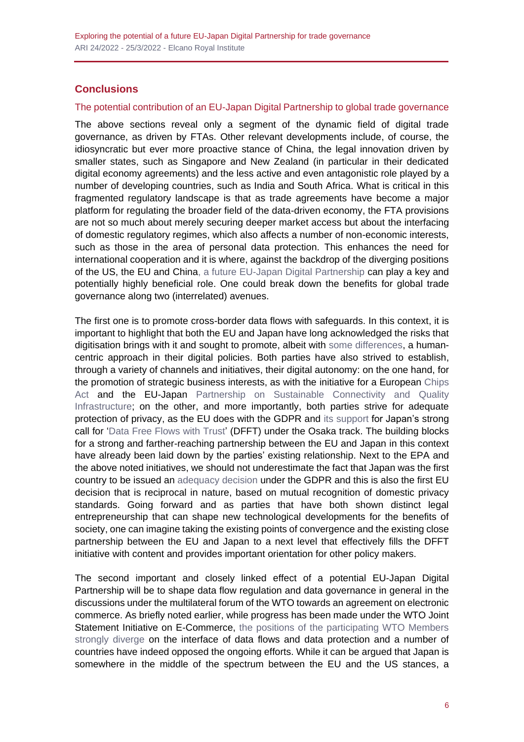## Conclusions

### The potential contribution of an EU-Japan Digital Partnership to global trade governance

The above sections reveal only a segment of the dynamic field of digital trade governance, as driven by FTAs. Other relevant developments include, of course, the idiosyncratic but ever more proactive stance of China, the legal innovation driven by smaller states, such as Singapore and New Zealand (in particular in their dedicated digital economy agreements) and the less active and even antagonistic role played by a number of developing countries, such as India and South Africa. What is critical in this fragmented regulatory landscape is that as trade agreements have become a major platform for regulating the broader field of the data-driven economy, the FTA provisions are not so much about merely securing deeper market access but about the interfacing of domestic regulatory regimes, which also affects a number of non-economic interests, such as those in the area of personal data protection. This enhances the need for international cooperation and it is where, against the backdrop of the diverging positions of the US, the EU and China, a future EU-Japan Digital Partnership can play a key and potentially highly beneficial role. One could break down the benefits for global trade governance along two (interrelated) avenues.

The first one is to promote cross-border data flows with safeguards. In this context, it is important to highlight that both the EU and Japan have long acknowledged the risks that digitisation brings with it and sought to promote, albeit with some differences, a human-centric approach in their digital policies. Both parties have also strived to establish, through a variety of channels and initiatives, their digital autonomy: on the one hand, for the promotion of strategic business interests, as with the initiative for a European Chips Act and the EU-Japan Partnership on Sustainable Connectivity and Quality Infrastructure; on the other, and more importantly, both parties strive for adequate protection of privacy, as the EU does with the GDPR and its support for Japan's strong call for 'Data Free Flows with Trust' (DFFT) under the Osaka track. The building blocks for a strong and farther-reaching partnership between the EU and Japan in this context have already been laid down by the parties' existing relationship. Next to the EPA and the above noted initiatives, we should not underestimate the fact that Japan was the first country to be issued an adequacy decision under the GDPR and this is also the first EU decision that is reciprocal in nature, based on mutual recognition of domestic privacy standards. Going forward and as parties that have both shown distinct legal entrepreneurship that can shape new technological developments for the benefits of society, one can imagine taking the existing points of convergence and the existing close partnership between the EU and Japan to a next level that effectively fills the DFFT initiative with content and provides important orientation for other policy makers.

The second important and closely linked effect of a potential EU-Japan Digital Partnership will be to shape data flow regulation and data governance in general in the discussions under the multilateral forum of the WTO towards an agreement on electronic commerce. As briefly noted earlier, while progress has been made under the WTO Joint Statement Initiative on E-Commerce, the positions of the participating WTO Members strongly diverge on the interface of data flows and data protection and a number of countries have indeed opposed the ongoing efforts. While it can be argued that Japan is somewhere in the middle of the spectrum between the EU and the US stances, a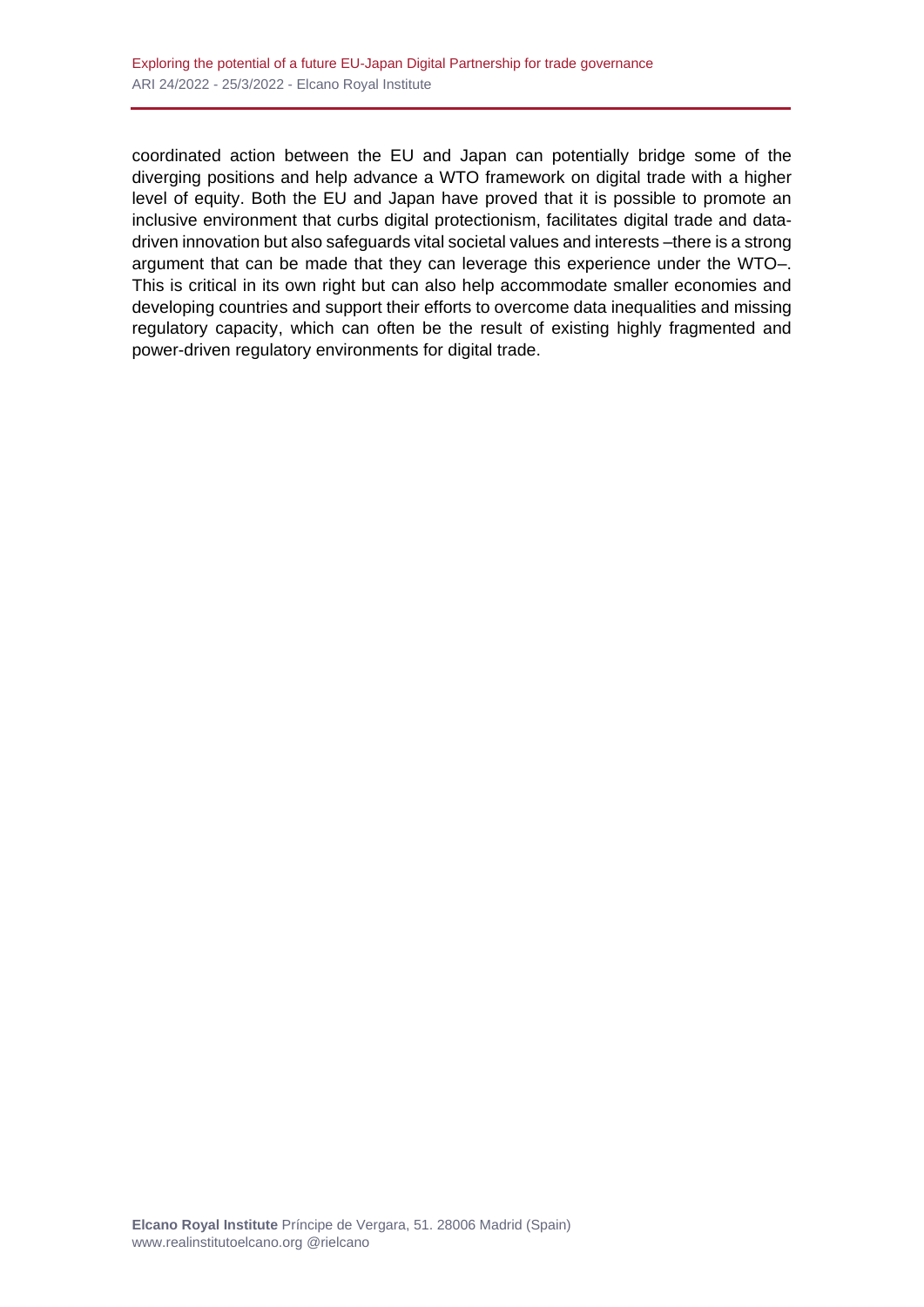coordinated action between the EU and Japan can potentially bridge some of the diverging positions and help advance a WTO framework on digital trade with a higher level of equity. Both the EU and Japan have proved that it is possible to promote an inclusive environment that curbs digital protectionism, facilitates digital trade and data-driven innovation but also safeguards vital societal values and interests –there is a strong argument that can be made that they can leverage this experience under the WTO–. This is critical in its own right but can also help accommodate smaller economies and developing countries and support their efforts to overcome data inequalities and missing regulatory capacity, which can often be the result of existing highly fragmented and power-driven regulatory environments for digital trade.